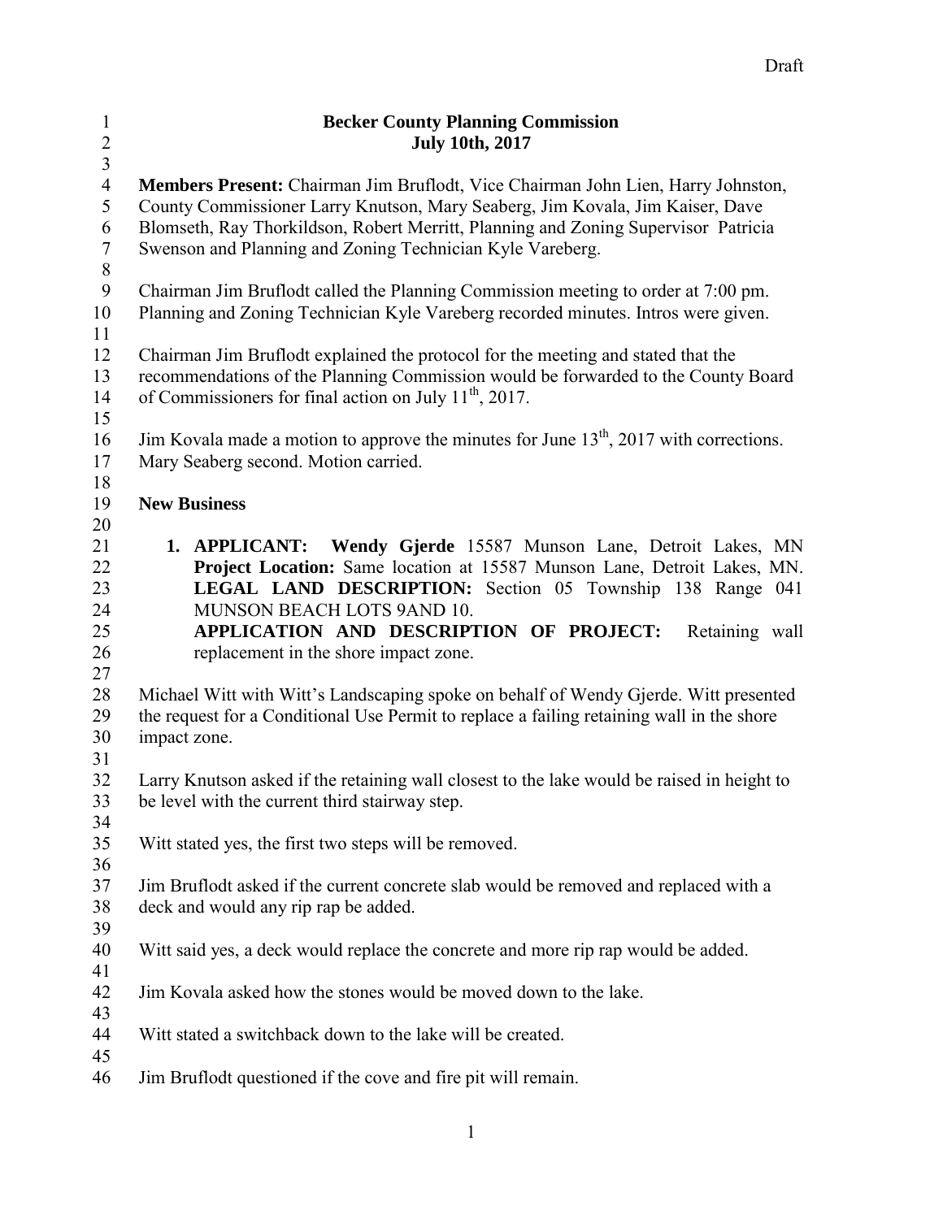Draft

**Becker County Planning Commission**
**July 10th, 2017**

**Members Present:** Chairman Jim Bruflodt, Vice Chairman John Lien, Harry Johnston, County Commissioner Larry Knutson, Mary Seaberg, Jim Kovala, Jim Kaiser, Dave Blomseth, Ray Thorkildson, Robert Merritt, Planning and Zoning Supervisor Patricia Swenson and Planning and Zoning Technician Kyle Vareberg.

Chairman Jim Bruflodt called the Planning Commission meeting to order at 7:00 pm. Planning and Zoning Technician Kyle Vareberg recorded minutes. Intros were given.

Chairman Jim Bruflodt explained the protocol for the meeting and stated that the recommendations of the Planning Commission would be forwarded to the County Board of Commissioners for final action on July 11th, 2017.

Jim Kovala made a motion to approve the minutes for June 13th, 2017 with corrections. Mary Seaberg second. Motion carried.

**New Business**

1. **APPLICANT: Wendy Gjerde** 15587 Munson Lane, Detroit Lakes, MN **Project Location:** Same location at 15587 Munson Lane, Detroit Lakes, MN. **LEGAL LAND DESCRIPTION:** Section 05 Township 138 Range 041 MUNSON BEACH LOTS 9AND 10. **APPLICATION AND DESCRIPTION OF PROJECT:** Retaining wall replacement in the shore impact zone.

Michael Witt with Witt's Landscaping spoke on behalf of Wendy Gjerde. Witt presented the request for a Conditional Use Permit to replace a failing retaining wall in the shore impact zone.

Larry Knutson asked if the retaining wall closest to the lake would be raised in height to be level with the current third stairway step.

Witt stated yes, the first two steps will be removed.

Jim Bruflodt asked if the current concrete slab would be removed and replaced with a deck and would any rip rap be added.

Witt said yes, a deck would replace the concrete and more rip rap would be added.

Jim Kovala asked how the stones would be moved down to the lake.

Witt stated a switchback down to the lake will be created.

Jim Bruflodt questioned if the cove and fire pit will remain.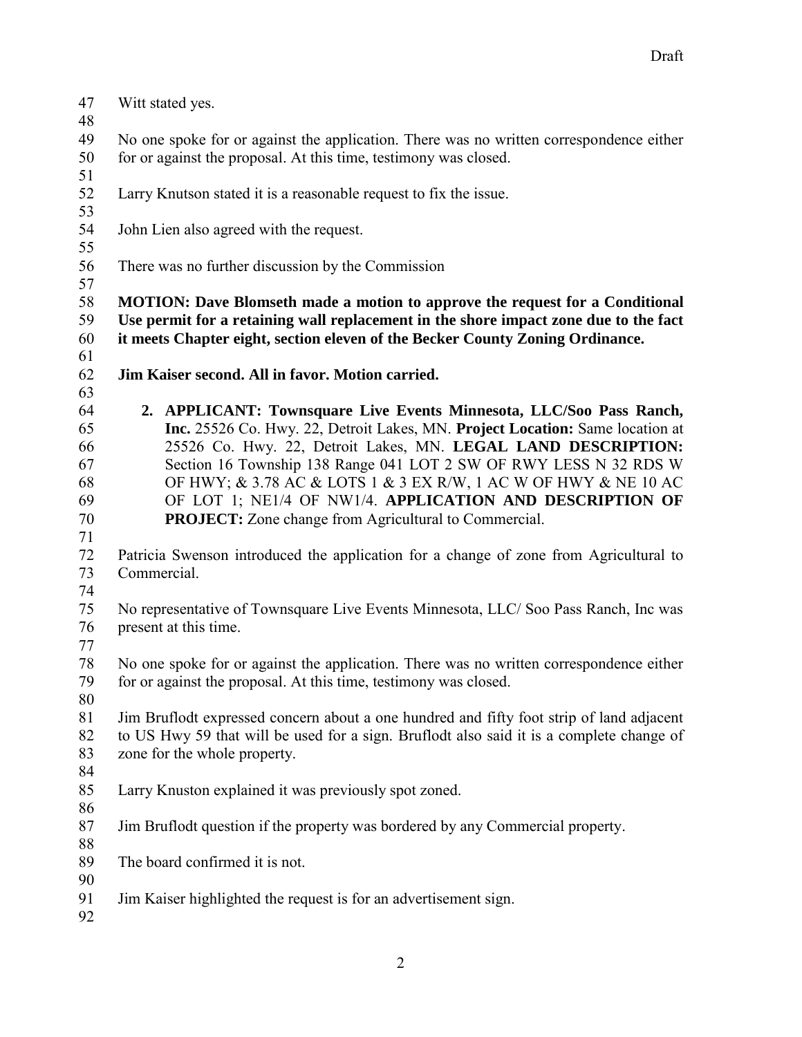Witt stated yes.

No one spoke for or against the application. There was no written correspondence either for or against the proposal. At this time, testimony was closed.

Larry Knutson stated it is a reasonable request to fix the issue.

John Lien also agreed with the request.

There was no further discussion by the Commission

**MOTION: Dave Blomseth made a motion to approve the request for a Conditional Use permit for a retaining wall replacement in the shore impact zone due to the fact it meets Chapter eight, section eleven of the Becker County Zoning Ordinance.**

**Jim Kaiser second. All in favor. Motion carried.**

2. **APPLICANT: Townsquare Live Events Minnesota, LLC/Soo Pass Ranch, Inc.** 25526 Co. Hwy. 22, Detroit Lakes, MN. **Project Location:** Same location at 25526 Co. Hwy. 22, Detroit Lakes, MN. **LEGAL LAND DESCRIPTION:** Section 16 Township 138 Range 041 LOT 2 SW OF RWY LESS N 32 RDS W OF HWY; & 3.78 AC & LOTS 1 & 3 EX R/W, 1 AC W OF HWY & NE 10 AC OF LOT 1; NE1/4 OF NW1/4. **APPLICATION AND DESCRIPTION OF PROJECT:** Zone change from Agricultural to Commercial.

Patricia Swenson introduced the application for a change of zone from Agricultural to Commercial.

No representative of Townsquare Live Events Minnesota, LLC/ Soo Pass Ranch, Inc was present at this time.

No one spoke for or against the application. There was no written correspondence either for or against the proposal. At this time, testimony was closed.

Jim Bruflodt expressed concern about a one hundred and fifty foot strip of land adjacent to US Hwy 59 that will be used for a sign. Bruflodt also said it is a complete change of zone for the whole property.

Larry Knuston explained it was previously spot zoned.

Jim Bruflodt question if the property was bordered by any Commercial property.

The board confirmed it is not.

Jim Kaiser highlighted the request is for an advertisement sign.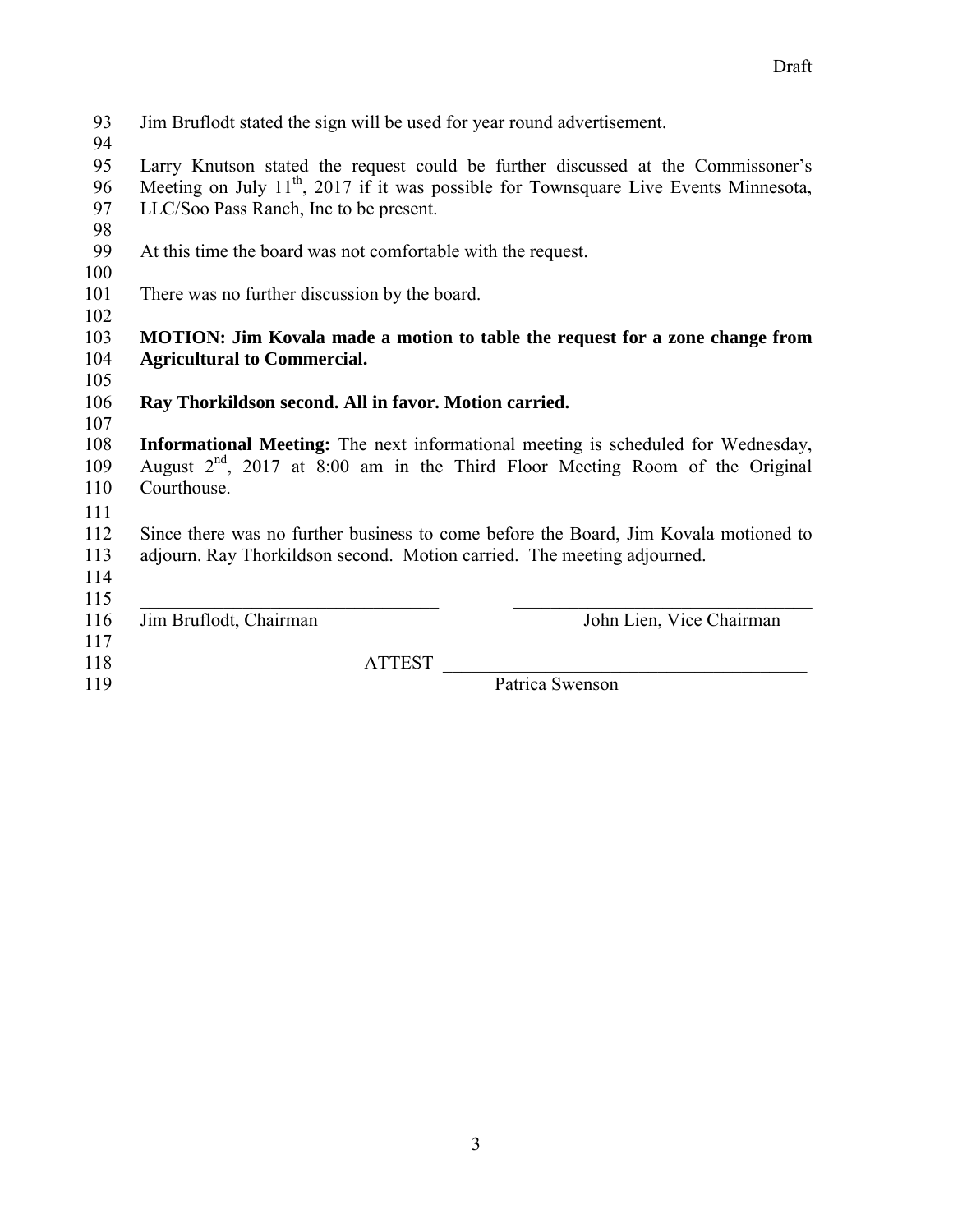Jim Bruflodt stated the sign will be used for year round advertisement.

Larry Knutson stated the request could be further discussed at the Commissoner's Meeting on July 11th, 2017 if it was possible for Townsquare Live Events Minnesota, LLC/Soo Pass Ranch, Inc to be present.

At this time the board was not comfortable with the request.

There was no further discussion by the board.

**MOTION: Jim Kovala made a motion to table the request for a zone change from Agricultural to Commercial.**

**Ray Thorkildson second. All in favor. Motion carried.**

**Informational Meeting:** The next informational meeting is scheduled for Wednesday, August 2nd, 2017 at 8:00 am in the Third Floor Meeting Room of the Original Courthouse.

Since there was no further business to come before the Board, Jim Kovala motioned to adjourn. Ray Thorkildson second. Motion carried. The meeting adjourned.

\_\_\_\_\_\_\_\_\_\_\_\_\_\_\_\_\_\_\_\_\_\_\_\_\_\_\_\_\_\_\_\_
Jim Bruflodt, Chairman

\_\_\_\_\_\_\_\_\_\_\_\_\_\_\_\_\_\_\_\_\_\_\_\_\_\_\_\_\_\_\_\_
John Lien, Vice Chairman

ATTEST \_\_\_\_\_\_\_\_\_\_\_\_\_\_\_\_\_\_\_\_\_\_\_\_\_\_\_\_\_\_\_\_\_\_\_\_\_\_
Patrica Swenson